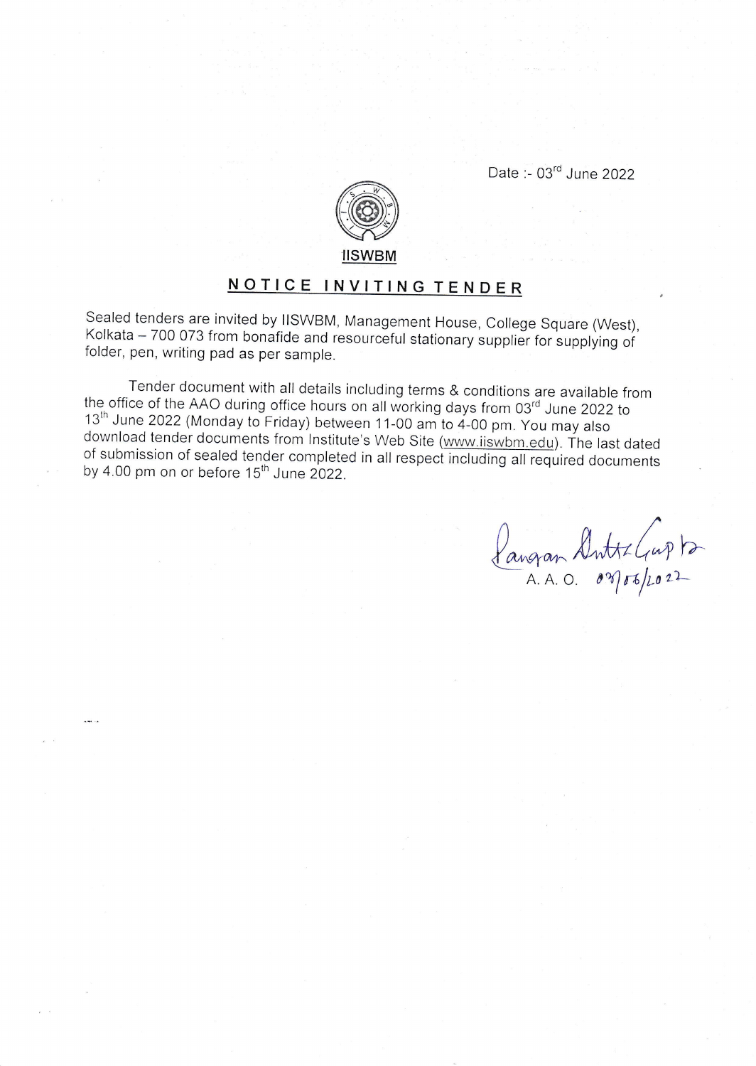Date :- 03rd June 2022

IISWBM

## NOTICE INVITING TENDER

Sealed tenders are invited by IISWBM, Management House, College Square (West), Kolkata – 700 073 from bonafide and resourceful stationary supplier for supplying of folder, pen, writing pad as per sample.

Tender document with all details including terms & conditions are available from the office of the AAO during office hours on all working days from 03rd June 2022 to 13th June 2022 (Monday to Friday) between 11-00 am to 4-00 pm. You may also download tender documents from Institute's Web Site (www.iiswbm.edu). The last dated of submission of sealed tender completed in all respect including all required documents by 4.00 pm on or before 15th June 2022.

Pangran Dutta Gupta
A. A. O. 03/06/2022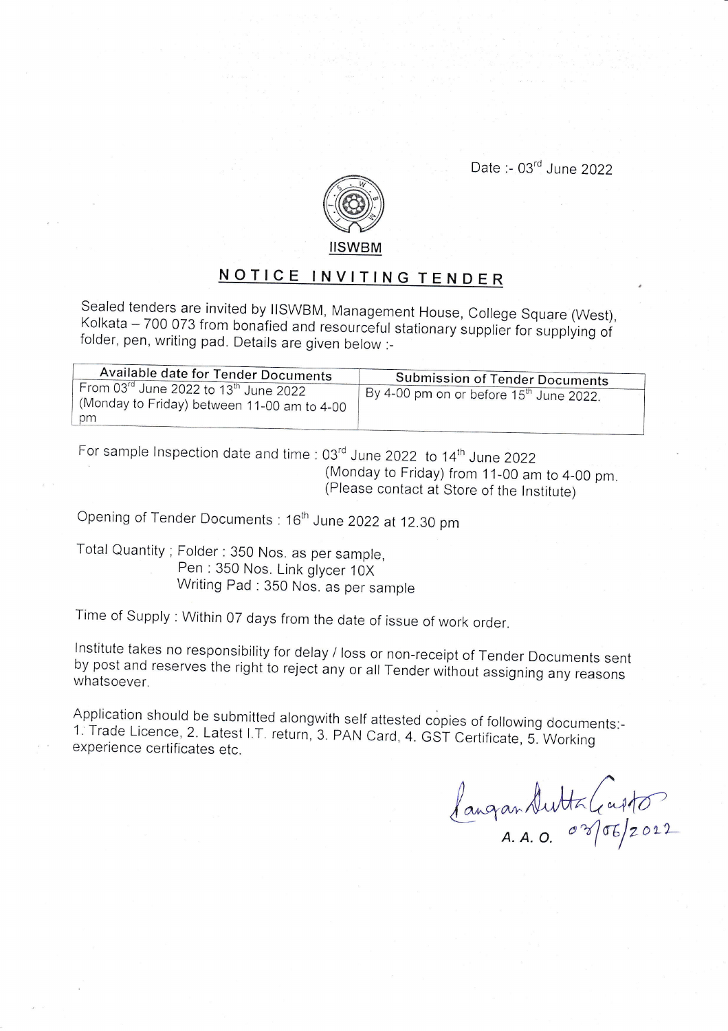Date :- 03rd June 2022

**IISWBM**

## NOTICE INVITING TENDER

Sealed tenders are invited by IISWBM, Management House, College Square (West), Kolkata – 700 073 from bonafied and resourceful stationary supplier for supplying of folder, pen, writing pad. Details are given below :-

| Available date for Tender Documents | Submission of Tender Documents |
|---|---|
| From 03rd June 2022 to 13th June 2022 (Monday to Friday) between 11-00 am to 4-00 pm | By 4-00 pm on or before 15th June 2022. |

For sample Inspection date and time : 03rd June 2022 to 14th June 2022
(Monday to Friday) from 11-00 am to 4-00 pm.
(Please contact at Store of the Institute)

Opening of Tender Documents : 16th June 2022 at 12.30 pm

Total Quantity ; Folder : 350 Nos. as per sample,
Pen : 350 Nos. Link glycer 10X
Writing Pad : 350 Nos. as per sample

Time of Supply : Within 07 days from the date of issue of work order.

Institute takes no responsibility for delay / loss or non-receipt of Tender Documents sent by post and reserves the right to reject any or all Tender without assigning any reasons whatsoever.

Application should be submitted alongwith self attested copies of following documents:-
1. Trade Licence, 2. Latest I.T. return, 3. PAN Card, 4. GST Certificate, 5. Working experience certificates etc.

Langan Dutta Gupta
A. A. O. 03/06/2022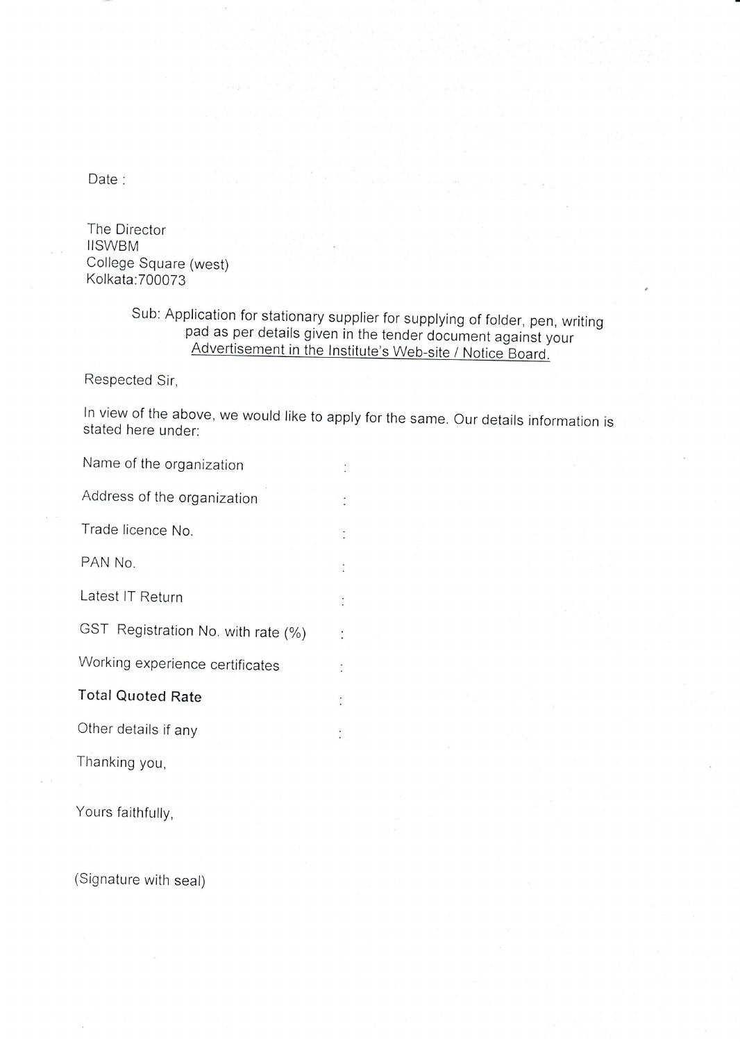Date :

The Director
IISWBM
College Square (west)
Kolkata:700073

Sub: Application for stationary supplier for supplying of folder, pen, writing pad as per details given in the tender document against your <u>Advertisement in the Institute's Web-site / Notice Board.</u>

Respected Sir,

In view of the above, we would like to apply for the same. Our details information is stated here under:

Name of the organization :

Address of the organization :

Trade licence No. :

PAN No. :

Latest IT Return :

GST Registration No. with rate (%) :

Working experience certificates :

**Total Quoted Rate** :

Other details if any :

Thanking you,

Yours faithfully,

(Signature with seal)